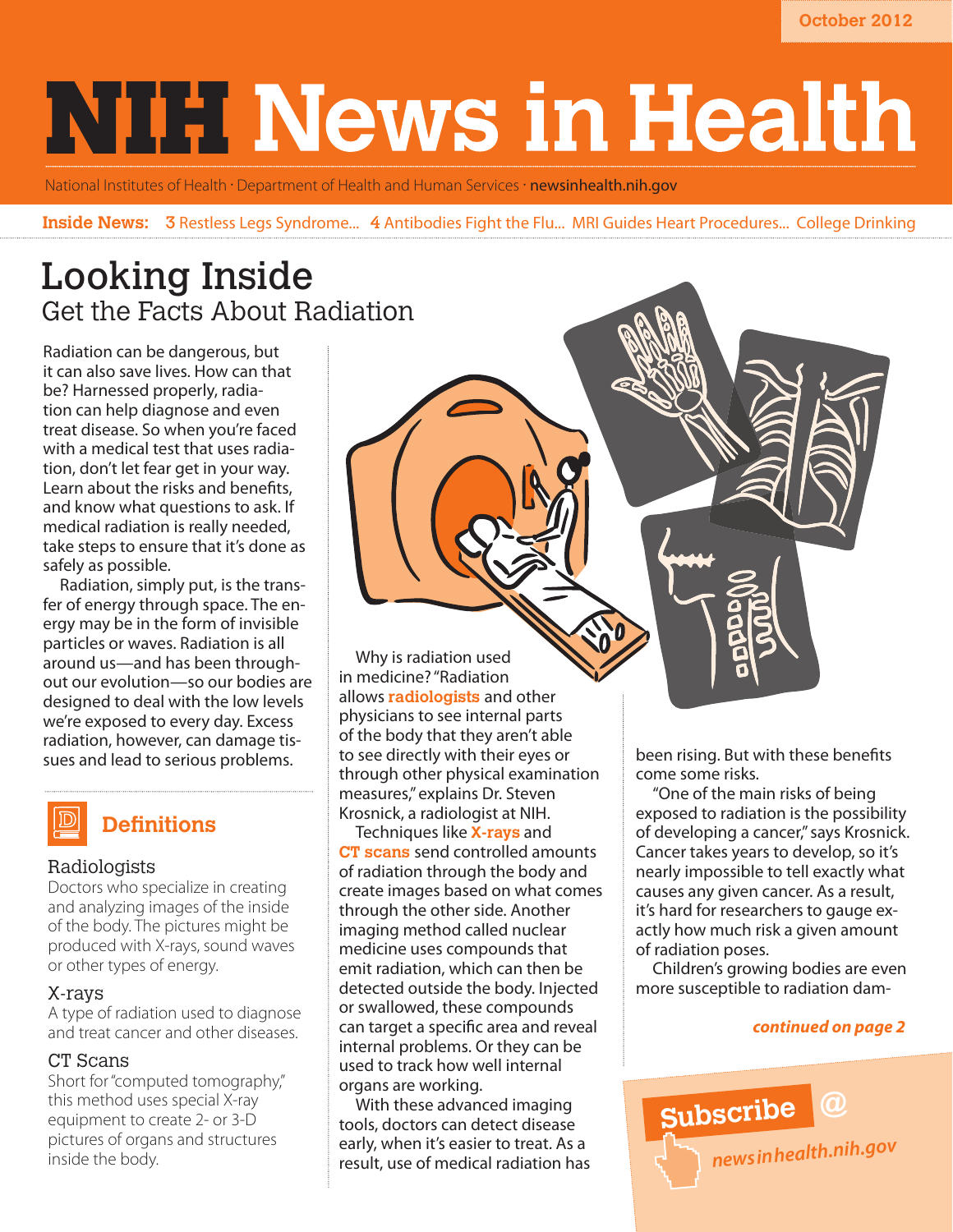October 2012

# NIH News in Health

National Institutes of Health · Department of Health and Human Services · newsinhealth.nih.gov

**Inside News:** 3 Restless Legs Syndrome... 4 Antibodies Fight the Flu... MRI Guides Heart Procedures... College Drinking

## Looking Inside

### Get the Facts About Radiation

Radiation can be dangerous, but it can also save lives. How can that be? Harnessed properly, radiation can help diagnose and even treat disease. So when you're faced with a medical test that uses radiation, don't let fear get in your way. Learn about the risks and benefits, and know what questions to ask. If medical radiation is really needed, take steps to ensure that it's done as safely as possible.

Radiation, simply put, is the transfer of energy through space. The energy may be in the form of invisible particles or waves. Radiation is all around us—and has been throughout our evolution—so our bodies are designed to deal with the low levels we're exposed to every day. Excess radiation, however, can damage tissues and lead to serious problems.

Why is radiation used in medicine? "Radiation allows **radiologists** and other physicians to see internal parts of the body that they aren't able to see directly with their eyes or through other physical examination measures," explains Dr. Steven Krosnick, a radiologist at NIH.

Techniques like **X-rays** and **CT scans** send controlled amounts of radiation through the body and create images based on what comes through the other side. Another imaging method called nuclear medicine uses compounds that emit radiation, which can then be detected outside the body. Injected or swallowed, these compounds can target a specific area and reveal internal problems. Or they can be used to track how well internal organs are working.

With these advanced imaging tools, doctors can detect disease early, when it's easier to treat. As a result, use of medical radiation has been rising. But with these benefits come some risks.

"One of the main risks of being exposed to radiation is the possibility of developing a cancer," says Krosnick. Cancer takes years to develop, so it's nearly impossible to tell exactly what causes any given cancer. As a result, it's hard for researchers to gauge exactly how much risk a given amount of radiation poses.

Children's growing bodies are even more susceptible to radiation dam-

*continued on page 2*

### Definitions

**Radiologists**
Doctors who specialize in creating and analyzing images of the inside of the body. The pictures might be produced with X-rays, sound waves or other types of energy.

**X-rays**
A type of radiation used to diagnose and treat cancer and other diseases.

**CT Scans**
Short for "computed tomography," this method uses special X-ray equipment to create 2- or 3-D pictures of organs and structures inside the body.

**Subscribe @ newsinhealth.nih.gov**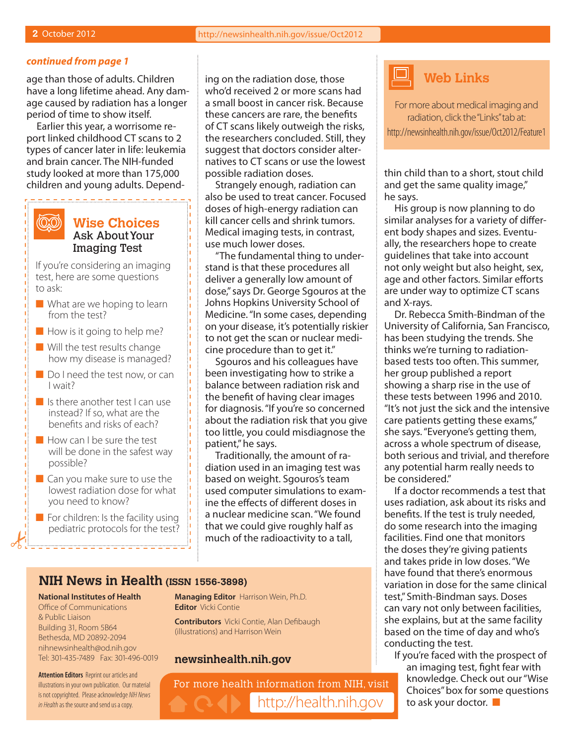*continued from page 1*

age than those of adults. Children have a long lifetime ahead. Any damage caused by radiation has a longer period of time to show itself.

Earlier this year, a worrisome report linked childhood CT scans to 2 types of cancer later in life: leukemia and brain cancer. The NIH-funded study looked at more than 175,000 children and young adults. Depending on the radiation dose, those who'd received 2 or more scans had a small boost in cancer risk. Because these cancers are rare, the benefits of CT scans likely outweigh the risks, the researchers concluded. Still, they suggest that doctors consider alternatives to CT scans or use the lowest possible radiation doses.

Strangely enough, radiation can also be used to treat cancer. Focused doses of high-energy radiation can kill cancer cells and shrink tumors. Medical imaging tests, in contrast, use much lower doses.

"The fundamental thing to understand is that these procedures all deliver a generally low amount of dose," says Dr. George Sgouros at the Johns Hopkins University School of Medicine. "In some cases, depending on your disease, it's potentially riskier to not get the scan or nuclear medicine procedure than to get it."

Sgouros and his colleagues have been investigating how to strike a balance between radiation risk and the benefit of having clear images for diagnosis. "If you're so concerned about the radiation risk that you give too little, you could misdiagnose the patient," he says.

Traditionally, the amount of radiation used in an imaging test was based on weight. Sgouros's team used computer simulations to examine the effects of different doses in a nuclear medicine scan. "We found that we could give roughly half as much of the radioactivity to a tall, thin child than to a short, stout child and get the same quality image," he says.

His group is now planning to do similar analyses for a variety of different body shapes and sizes. Eventually, the researchers hope to create guidelines that take into account not only weight but also height, sex, age and other factors. Similar efforts are under way to optimize CT scans and X-rays.

Dr. Rebecca Smith-Bindman of the University of California, San Francisco, has been studying the trends. She thinks we're turning to radiation-based tests too often. This summer, her group published a report showing a sharp rise in the use of these tests between 1996 and 2010. "It's not just the sick and the intensive care patients getting these exams," she says. "Everyone's getting them, across a whole spectrum of disease, both serious and trivial, and therefore any potential harm really needs to be considered."

If a doctor recommends a test that uses radiation, ask about its risks and benefits. If the test is truly needed, do some research into the imaging facilities. Find one that monitors the doses they're giving patients and takes pride in low doses. "We have found that there's enormous variation in dose for the same clinical test," Smith-Bindman says. Doses can vary not only between facilities, she explains, but at the same facility based on the time of day and who's conducting the test.

If you're faced with the prospect of an imaging test, fight fear with knowledge. Check out our "Wise Choices" box for some questions to ask your doctor. ■

## Wise Choices
### Ask About Your Imaging Test

If you're considering an imaging test, here are some questions to ask:

- What are we hoping to learn from the test?
- How is it going to help me?
- Will the test results change how my disease is managed?
- Do I need the test now, or can I wait?
- Is there another test I can use instead? If so, what are the benefits and risks of each?
- How can I be sure the test will be done in the safest way possible?
- Can you make sure to use the lowest radiation dose for what you need to know?
- For children: Is the facility using pediatric protocols for the test?

## Web Links

For more about medical imaging and radiation, click the "Links" tab at: http://newsinhealth.nih.gov/issue/Oct2012/Feature1

## NIH News in Health (ISSN 1556-3898)

**National Institutes of Health**
Office of Communications & Public Liaison
Building 31, Room 5B64
Bethesda, MD 20892-2094
nihnewsinhealth@od.nih.gov
Tel: 301-435-7489 Fax: 301-496-0019

**Managing Editor** Harrison Wein, Ph.D.
**Editor** Vicki Contie

**Contributors** Vicki Contie, Alan Defibaugh (illustrations) and Harrison Wein

**newsinhealth.nih.gov**

**Attention Editors** Reprint our articles and illustrations in your own publication. Our material is not copyrighted. Please acknowledge *NIH News in Health* as the source and send us a copy.

For more health information from NIH, visit http://health.nih.gov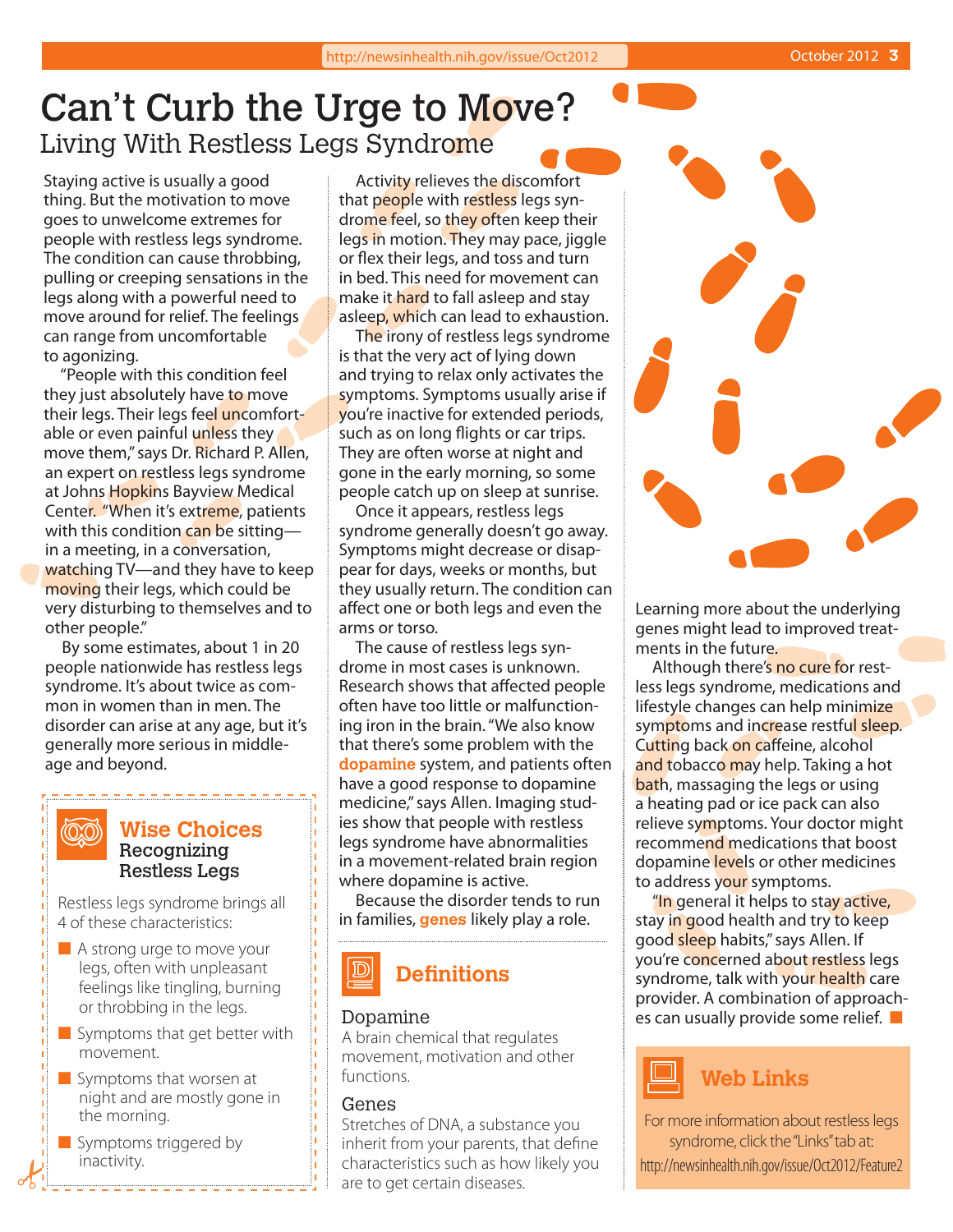# Can't Curb the Urge to Move?

## Living With Restless Legs Syndrome

Staying active is usually a good thing. But the motivation to move goes to unwelcome extremes for people with restless legs syndrome. The condition can cause throbbing, pulling or creeping sensations in the legs along with a powerful need to move around for relief. The feelings can range from uncomfortable to agonizing.

"People with this condition feel they just absolutely have to move their legs. Their legs feel uncomfortable or even painful unless they move them," says Dr. Richard P. Allen, an expert on restless legs syndrome at Johns Hopkins Bayview Medical Center. "When it's extreme, patients with this condition can be sitting—in a meeting, in a conversation, watching TV—and they have to keep moving their legs, which could be very disturbing to themselves and to other people."

By some estimates, about 1 in 20 people nationwide has restless legs syndrome. It's about twice as common in women than in men. The disorder can arise at any age, but it's generally more serious in middle-age and beyond.

Activity relieves the discomfort that people with restless legs syndrome feel, so they often keep their legs in motion. They may pace, jiggle or flex their legs, and toss and turn in bed. This need for movement can make it hard to fall asleep and stay asleep, which can lead to exhaustion.

The irony of restless legs syndrome is that the very act of lying down and trying to relax only activates the symptoms. Symptoms usually arise if you're inactive for extended periods, such as on long flights or car trips. They are often worse at night and gone in the early morning, so some people catch up on sleep at sunrise.

Once it appears, restless legs syndrome generally doesn't go away. Symptoms might decrease or disappear for days, weeks or months, but they usually return. The condition can affect one or both legs and even the arms or torso.

The cause of restless legs syndrome in most cases is unknown. Research shows that affected people often have too little or malfunctioning iron in the brain. "We also know that there's some problem with the **dopamine** system, and patients often have a good response to dopamine medicine," says Allen. Imaging studies show that people with restless legs syndrome have abnormalities in a movement-related brain region where dopamine is active.

Because the disorder tends to run in families, **genes** likely play a role. Learning more about the underlying genes might lead to improved treatments in the future.

Although there's no cure for restless legs syndrome, medications and lifestyle changes can help minimize symptoms and increase restful sleep. Cutting back on caffeine, alcohol and tobacco may help. Taking a hot bath, massaging the legs or using a heating pad or ice pack can also relieve symptoms. Your doctor might recommend medications that boost dopamine levels or other medicines to address your symptoms.

"In general it helps to stay active, stay in good health and try to keep good sleep habits," says Allen. If you're concerned about restless legs syndrome, talk with your health care provider. A combination of approaches can usually provide some relief. ■

### Wise Choices
**Recognizing Restless Legs**

Restless legs syndrome brings all 4 of these characteristics:

- A strong urge to move your legs, often with unpleasant feelings like tingling, burning or throbbing in the legs.
- Symptoms that get better with movement.
- Symptoms that worsen at night and are mostly gone in the morning.
- Symptoms triggered by inactivity.

### Definitions

**Dopamine**
A brain chemical that regulates movement, motivation and other functions.

**Genes**
Stretches of DNA, a substance you inherit from your parents, that define characteristics such as how likely you are to get certain diseases.

### Web Links

For more information about restless legs syndrome, click the "Links" tab at:
http://newsinhealth.nih.gov/issue/Oct2012/Feature2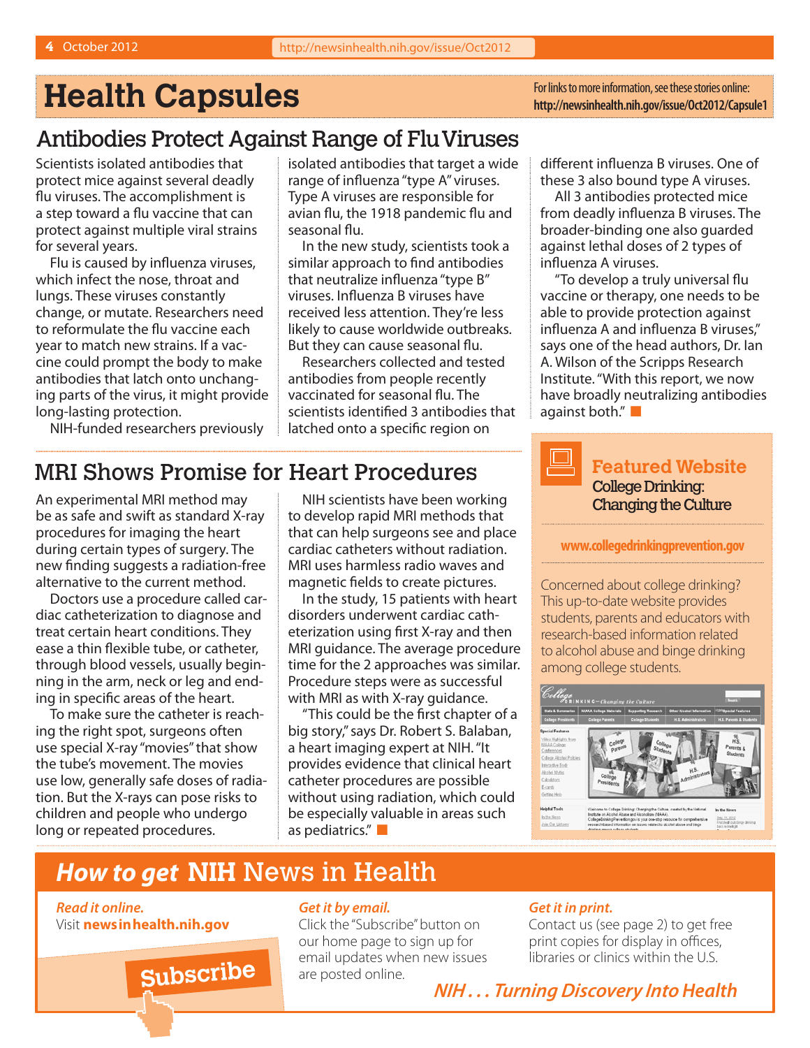# Health Capsules

For links to more information, see these stories online: http://newsinhealth.nih.gov/issue/Oct2012/Capsule1

## Antibodies Protect Against Range of Flu Viruses

Scientists isolated antibodies that protect mice against several deadly flu viruses. The accomplishment is a step toward a flu vaccine that can protect against multiple viral strains for several years.

Flu is caused by influenza viruses, which infect the nose, throat and lungs. These viruses constantly change, or mutate. Researchers need to reformulate the flu vaccine each year to match new strains. If a vaccine could prompt the body to make antibodies that latch onto unchanging parts of the virus, it might provide long-lasting protection.

NIH-funded researchers previously isolated antibodies that target a wide range of influenza "type A" viruses. Type A viruses are responsible for avian flu, the 1918 pandemic flu and seasonal flu.

In the new study, scientists took a similar approach to find antibodies that neutralize influenza "type B" viruses. Influenza B viruses have received less attention. They're less likely to cause worldwide outbreaks. But they can cause seasonal flu.

Researchers collected and tested antibodies from people recently vaccinated for seasonal flu. The scientists identified 3 antibodies that latched onto a specific region on different influenza B viruses. One of these 3 also bound type A viruses.

All 3 antibodies protected mice from deadly influenza B viruses. The broader-binding one also guarded against lethal doses of 2 types of influenza A viruses.

"To develop a truly universal flu vaccine or therapy, one needs to be able to provide protection against influenza A and influenza B viruses," says one of the head authors, Dr. Ian A. Wilson of the Scripps Research Institute. "With this report, we now have broadly neutralizing antibodies against both."

## MRI Shows Promise for Heart Procedures

An experimental MRI method may be as safe and swift as standard X-ray procedures for imaging the heart during certain types of surgery. The new finding suggests a radiation-free alternative to the current method.

Doctors use a procedure called cardiac catheterization to diagnose and treat certain heart conditions. They ease a thin flexible tube, or catheter, through blood vessels, usually beginning in the arm, neck or leg and ending in specific areas of the heart.

To make sure the catheter is reaching the right spot, surgeons often use special X-ray "movies" that show the tube's movement. The movies use low, generally safe doses of radiation. But the X-rays can pose risks to children and people who undergo long or repeated procedures.

NIH scientists have been working to develop rapid MRI methods that that can help surgeons see and place cardiac catheters without radiation. MRI uses harmless radio waves and magnetic fields to create pictures.

In the study, 15 patients with heart disorders underwent cardiac catheterization using first X-ray and then MRI guidance. The average procedure time for the 2 approaches was similar. Procedure steps were as successful with MRI as with X-ray guidance.

"This could be the first chapter of a big story," says Dr. Robert S. Balaban, a heart imaging expert at NIH. "It provides evidence that clinical heart catheter procedures are possible without using radiation, which could be especially valuable in areas such as pediatrics."

## Featured Website

### College Drinking: Changing the Culture

www.collegedrinkingprevention.gov

Concerned about college drinking? This up-to-date website provides students, parents and educators with research-based information related to alcohol abuse and binge drinking among college students.

## *How to get* NIH News in Health

***Read it online.***
Visit **newsinhealth.nih.gov**

Subscribe

***Get it by email.***
Click the "Subscribe" button on our home page to sign up for email updates when new issues are posted online.

***Get it in print.***
Contact us (see page 2) to get free print copies for display in offices, libraries or clinics within the U.S.

*NIH . . . Turning Discovery Into Health*